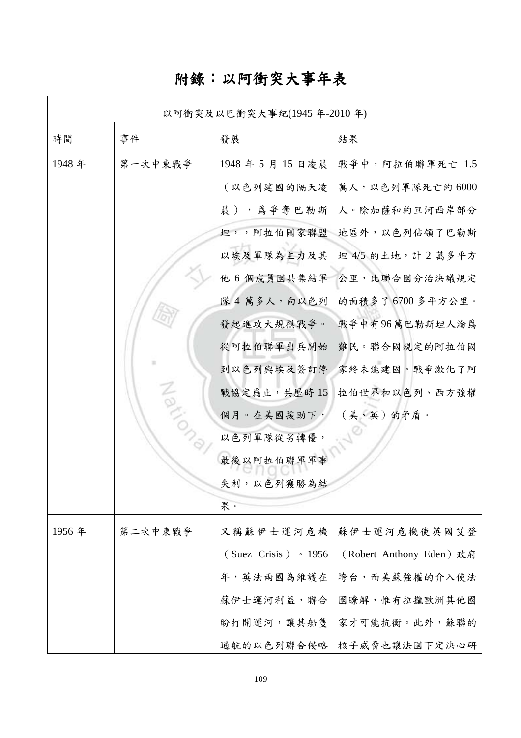# 附錄：以阿衝突大事年表

| 以阿衝突及以巴衝突大事紀(1945 年-2010 年) | | | |
|---|---|---|---|
| 時間 | 事件 | 發展 | 結果 |
| 1948 年 | 第一次中東戰爭 | 1948 年 5 月 15 日凌晨（以色列建國的隔天凌晨），爲爭奪巴勒斯坦，，阿拉伯國家聯盟以埃及軍隊為主力及其他 6 個成員國共集結軍隊 4 萬多人，向以色列發起進攻大規模戰爭。從阿拉伯聯軍出兵開始到以色列與埃及簽訂停戰協定爲止，共歷時 15 個月。在美國援助下，以色列軍隊從劣轉優，最後以阿拉伯聯軍軍事失利，以色列獲勝為結果。 | 戰爭中，阿拉伯聯軍死亡 1.5 萬人，以色列軍隊死亡約 6000 人。除加薩和約旦河西岸部分地區外，以色列佔領了巴勒斯坦 4/5 的土地，計 2 萬多平方公里，比聯合國分治決議規定的面積多了 6700 多平方公里。戰爭中有 96 萬巴勒斯坦人淪爲難民。聯合國規定的阿拉伯國家終未能建國。戰爭激化了阿拉伯世界和以色列、西方強權（美、英）的矛盾。 |
| 1956 年 | 第二次中東戰爭 | 又稱蘇伊士運河危機（Suez Crisis）。1956 年，英法兩國為維護在蘇伊士運河利益，聯合盼打開運河，讓其船隻通航的以色列聯合侵略 | 蘇伊士運河危機使英國艾登（Robert Anthony Eden）政府垮台，而美蘇強權的介入使法國瞭解，惟有拉攏歐洲其他國家才可能抗衡。此外，蘇聯的核子威脅也讓法國下定決心研 |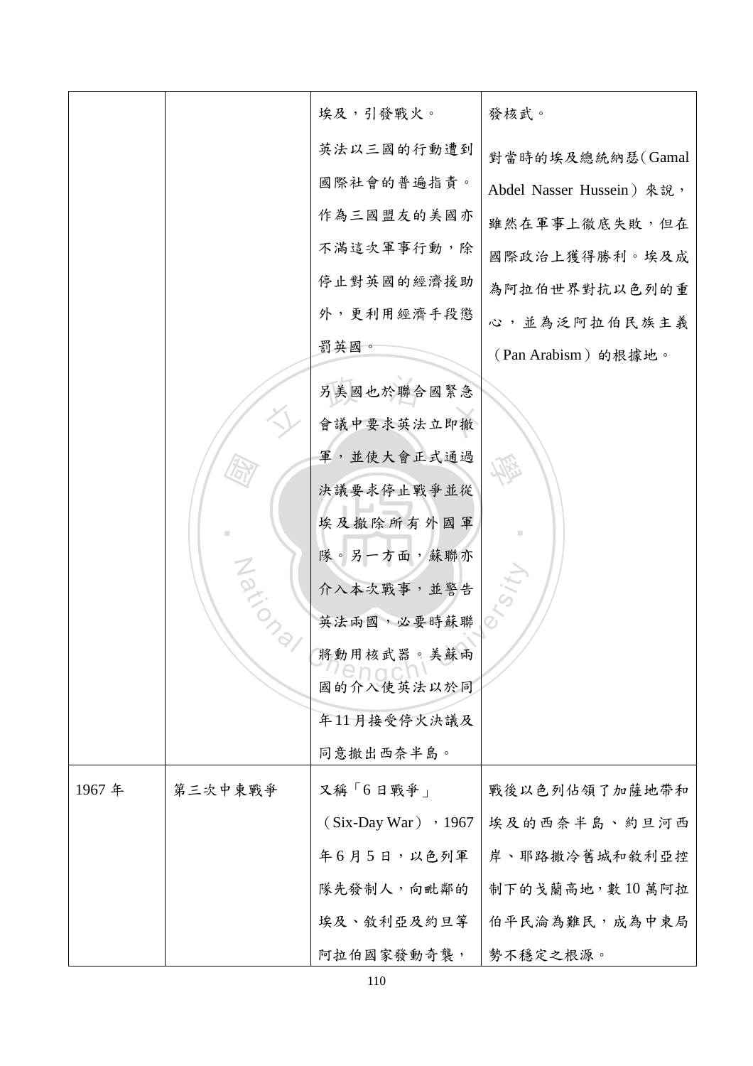| | | | |
|---|---|---|---|
| | | 埃及，引發戰火。<br>英法以三國的行動遭到國際社會的普遍指責。作為三國盟友的美國亦不滿這次軍事行動，除停止對英國的經濟援助外，更利用經濟手段懲罰英國。<br>另美國也於聯合國緊急會議中要求英法立即撤軍，並使大會正式通過決議要求停止戰爭並從埃及撤除所有外國軍隊。另一方面，蘇聯亦介入本次戰事，並警告英法兩國，必要時蘇聯將動用核武器。美蘇兩國的介入使英法以於同年11月接受停火決議及同意撤出西奈半島。 | 發核武。<br>對當時的埃及總統納瑟（Gamal Abdel Nasser Hussein）來說，雖然在軍事上徹底失敗，但在國際政治上獲得勝利。埃及成為阿拉伯世界對抗以色列的重心，並為泛阿拉伯民族主義（Pan Arabism）的根據地。 |
| 1967 年 | 第三次中東戰爭 | 又稱「6 日戰爭」（Six-Day War），1967 年 6 月 5 日，以色列軍隊先發制人，向毗鄰的埃及、敘利亞及約旦等阿拉伯國家發動奇襲， | 戰後以色列佔領了加薩地帶和埃及的西奈半島、約旦河西岸、耶路撒冷舊城和敘利亞控制下的戈蘭高地，數 10 萬阿拉伯平民淪為難民，成為中東局勢不穩定之根源。 |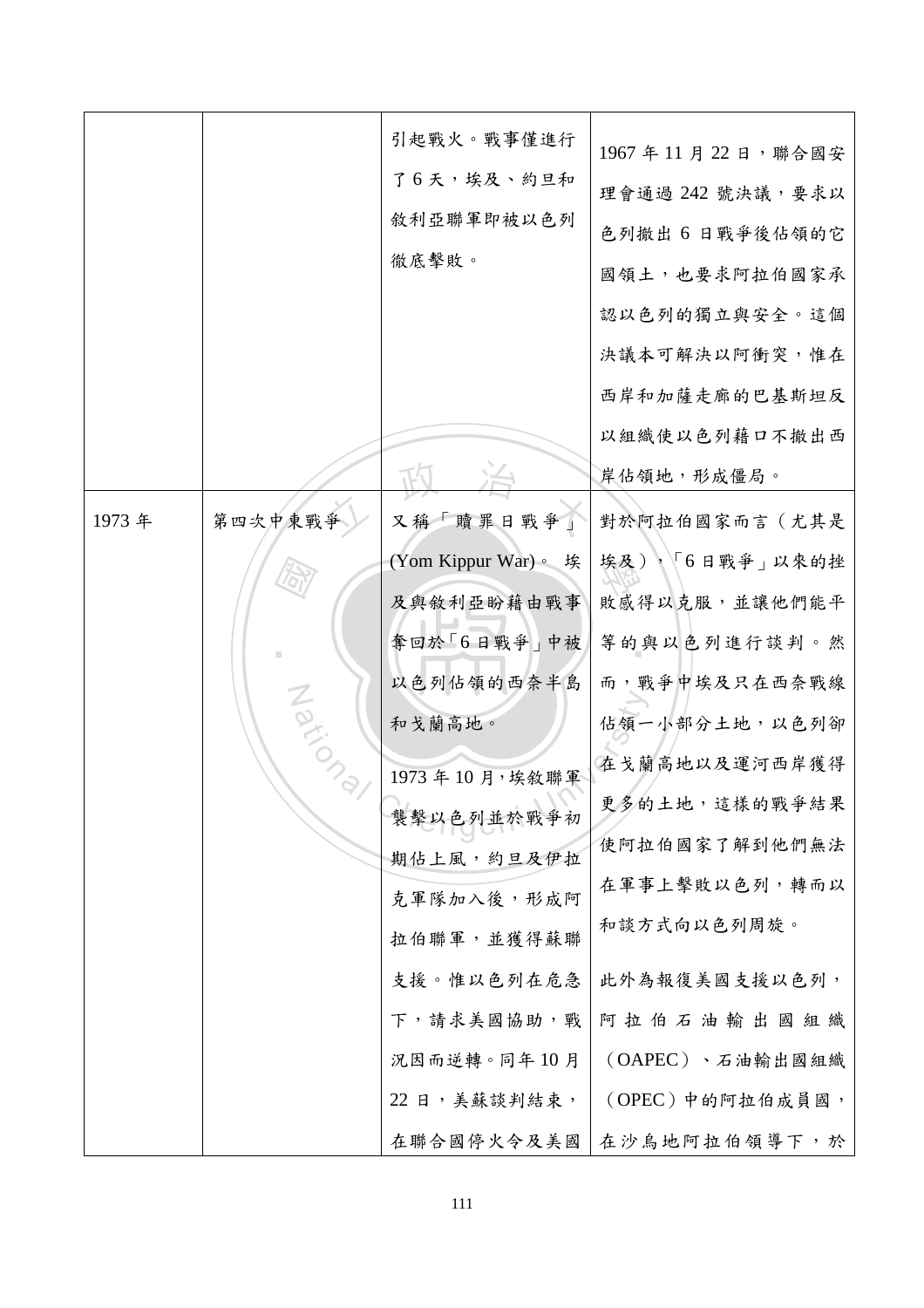|  |  |  |  |
|---|---|---|---|
|  |  | 引起戰火。戰事僅進行了6天，埃及、約旦和敘利亞聯軍即被以色列徹底擊敗。 | 1967年11月22日，聯合國安理會通過242號決議，要求以色列撤出6日戰爭後佔領的它國領土，也要求阿拉伯國家承認以色列的獨立與安全。這個決議本可解決以阿衝突，惟在西岸和加薩走廊的巴基斯坦反以組織使以色列藉口不撤出西岸佔領地，形成僵局。 |
| 1973年 | 第四次中東戰爭 | 又稱「贖罪日戰爭」(Yom Kippur War)。埃及與敘利亞盼藉由戰事奪回於「6日戰爭」中被以色列佔領的西奈半島和戈蘭高地。<br><br>1973年10月，埃敘聯軍襲擊以色列並於戰爭初期佔上風，約旦及伊拉克軍隊加入後，形成阿拉伯聯軍，並獲得蘇聯支援。惟以色列在危急下，請求美國協助，戰況因而逆轉。同年10月22日，美蘇談判結束，在聯合國停火令及美國 | 對於阿拉伯國家而言（尤其是埃及），「6日戰爭」以來的挫敗感得以克服，並讓他們能平等的與以色列進行談判。然而，戰爭中埃及只在西奈戰線佔領一小部分土地，以色列卻在戈蘭高地以及運河西岸獲得更多的土地，這樣的戰爭結果使阿拉伯國家了解到他們無法在軍事上擊敗以色列，轉而以和談方式向以色列周旋。<br><br>此外為報復美國支援以色列，阿拉伯石油輸出國組織（OAPEC）、石油輸出國組織（OPEC）中的阿拉伯成員國，在沙烏地阿拉伯領導下，於 |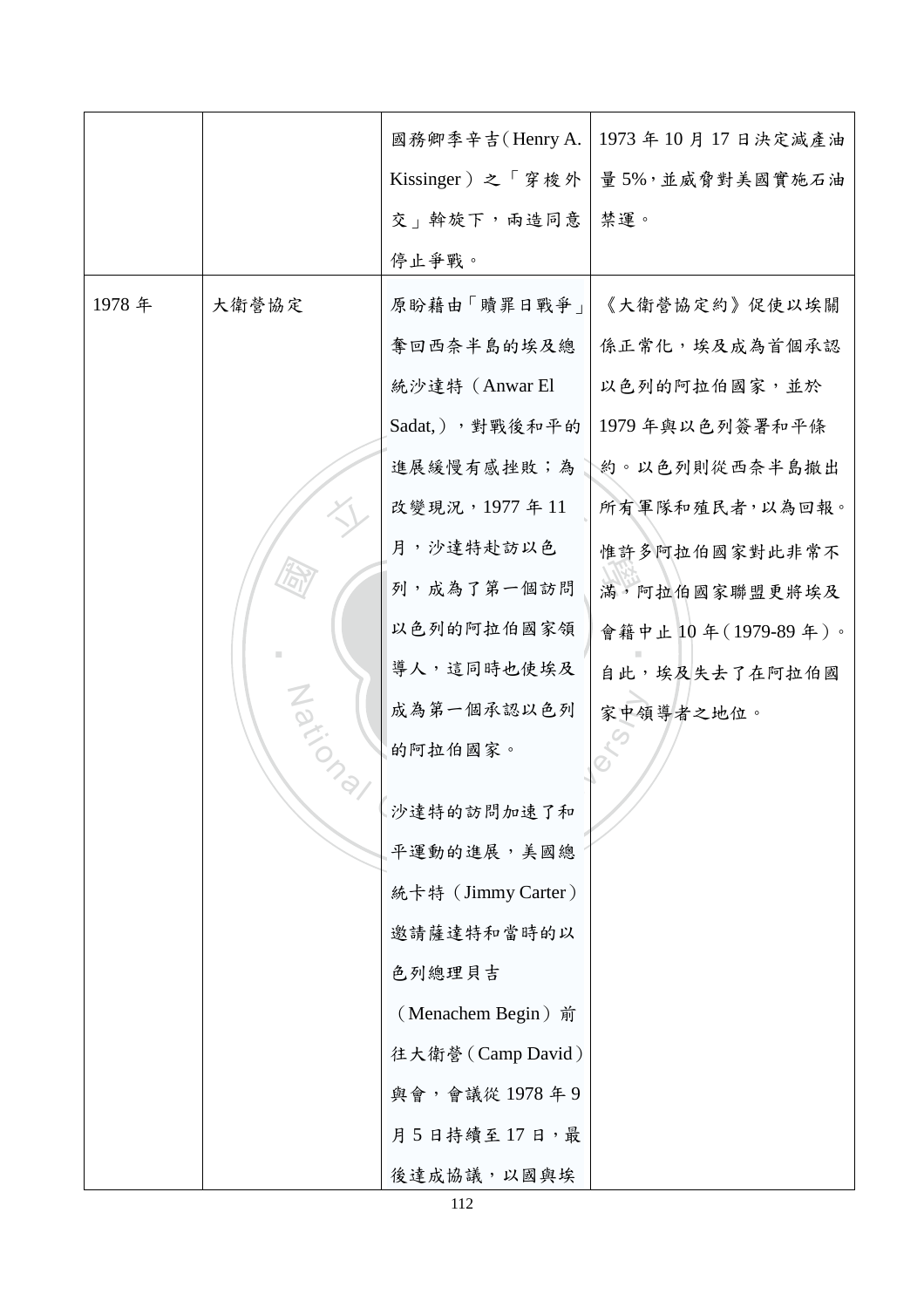| | | | |
|---|---|---|---|
| | | 國務卿季辛吉（Henry A. Kissinger）之「穿梭外交」斡旋下，兩造同意停止爭戰。 | 1973 年 10 月 17 日決定減產油量 5%，並威脅對美國實施石油禁運。 |
| 1978 年 | 大衛營協定 | 原盼藉由「贖罪日戰爭」奪回西奈半島的埃及總統沙達特（Anwar El Sadat,），對戰後和平的進展緩慢有感挫敗；為改變現況，1977 年 11 月，沙達特赴訪以色列，成為了第一個訪問以色列的阿拉伯國家領導人，這同時也使埃及成為第一個承認以色列的阿拉伯國家。<br><br>沙達特的訪問加速了和平運動的進展，美國總統卡特（Jimmy Carter）邀請薩達特和當時的以色列總理貝吉（Menachem Begin）前往大衛營（Camp David）與會，會議從 1978 年 9 月 5 日持續至 17 日，最後達成協議，以國與埃 | 《大衛營協定約》促使以埃關係正常化，埃及成為首個承認以色列的阿拉伯國家，並於 1979 年與以色列簽署和平條約。以色列則從西奈半島撤出所有軍隊和殖民者，以為回報。惟許多阿拉伯國家對此非常不滿，阿拉伯國家聯盟更將埃及會籍中止 10 年（1979-89 年）。自此，埃及失去了在阿拉伯國家中領導者之地位。 |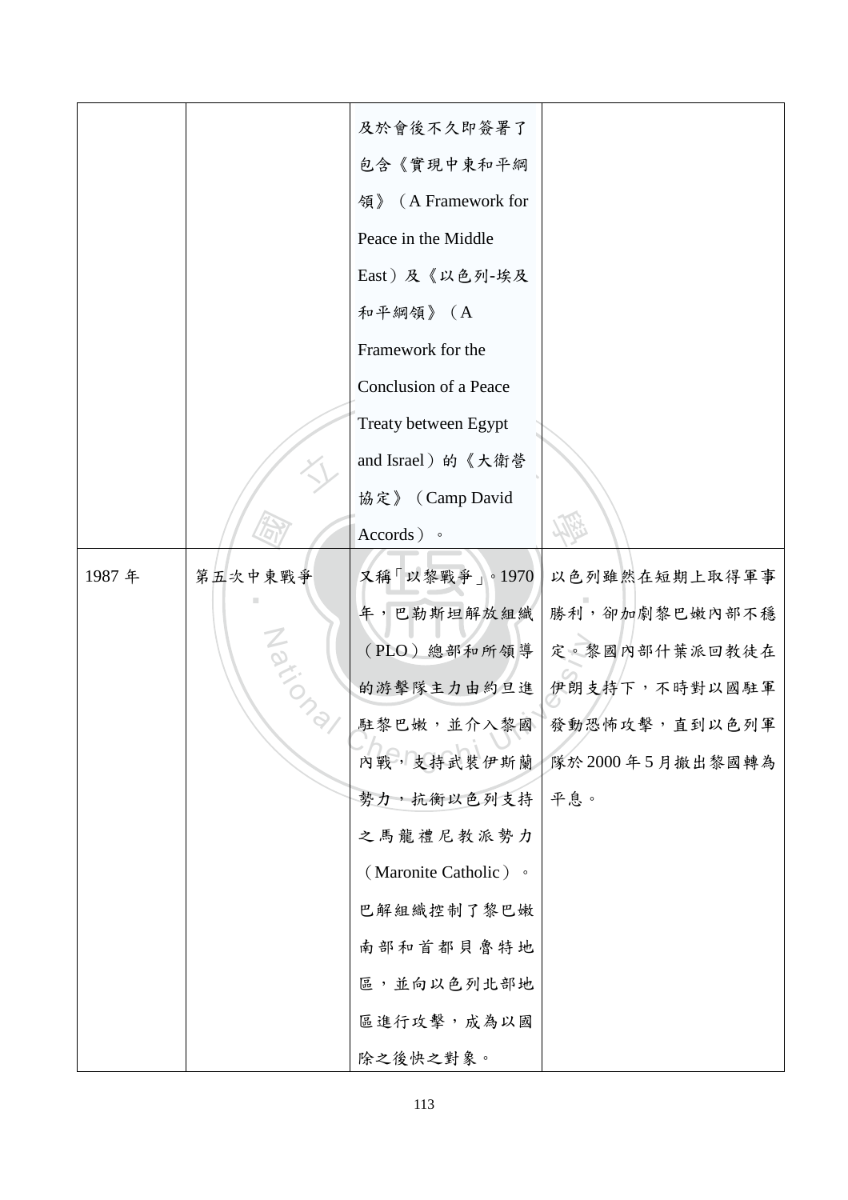| | | | |
|---|---|---|---|
| | | 及於會後不久即簽署了包含《實現中東和平綱領》（A Framework for Peace in the Middle East）及《以色列-埃及和平綱領》（A Framework for the Conclusion of a Peace Treaty between Egypt and Israel）的《大衛營協定》（Camp David Accords）。 | |
| 1987 年 | 第五次中東戰爭 | 又稱「以黎戰爭」。1970 年，巴勒斯坦解放組織（PLO）總部和所領導的游擊隊主力由約旦進駐黎巴嫩，並介入黎國內戰，支持武裝伊斯蘭勢力，抗衡以色列支持之馬龍禮尼教派勢力（Maronite Catholic）。巴解組織控制了黎巴嫩南部和首都貝魯特地區，並向以色列北部地區進行攻擊，成為以國除之後快之對象。 | 以色列雖然在短期上取得軍事勝利，卻加劇黎巴嫩內部不穩定。黎國內部什葉派回教徒在伊朗支持下，不時對以國駐軍發動恐怖攻擊，直到以色列軍隊於 2000 年 5 月撤出黎國轉為平息。 |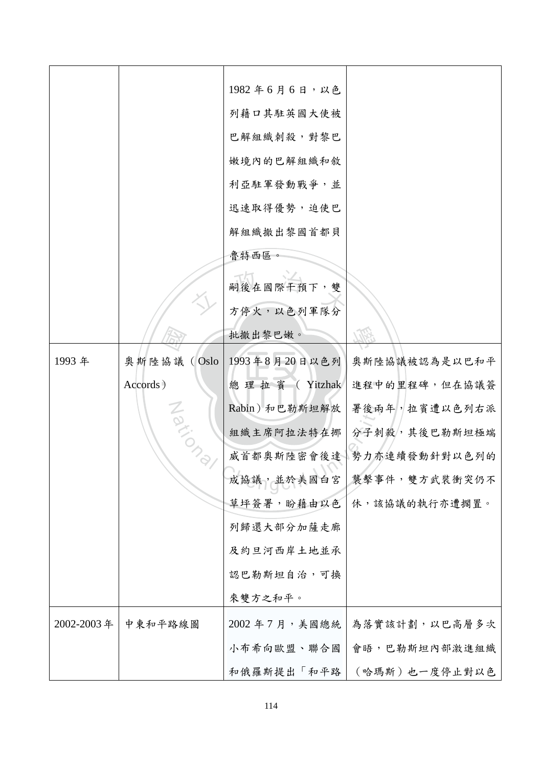| | | | |
|---|---|---|---|
| | | 1982 年 6 月 6 日，以色列藉口其駐英國大使被巴解組織刺殺，對黎巴嫩境內的巴解組織和敘利亞駐軍發動戰爭，並迅速取得優勢，迫使巴解組織撤出黎國首都貝魯特西區。<br>嗣後在國際干預下，雙方停火，以色列軍隊分批撤出黎巴嫩。 | |
| 1993 年 | 奧斯陸協議（Oslo Accords） | 1993 年 8 月 20 日以色列總理拉賓（Yitzhak Rabin）和巴勒斯坦解放組織主席阿拉法特在挪威首都奧斯陸密會後達成協議，並於美國白宮草坪簽署，盼藉由以色列歸還大部分加薩走廊及約旦河西岸土地並承認巴勒斯坦自治，可換來雙方之和平。 | 奧斯陸協議被認為是以巴和平進程中的里程碑，但在協議簽署後兩年，拉賓遭以色列右派分子刺殺，其後巴勒斯坦極端勢力亦連續發動針對以色列的襲擊事件，雙方武裝衝突仍不休，該協議的執行亦遭擱置。 |
| 2002-2003 年 | 中東和平路線圖 | 2002 年 7 月，美國總統小布希向歐盟、聯合國和俄羅斯提出「和平路 | 為落實該計劃，以巴高層多次會晤，巴勒斯坦內部激進組織（哈瑪斯）也一度停止對以色 |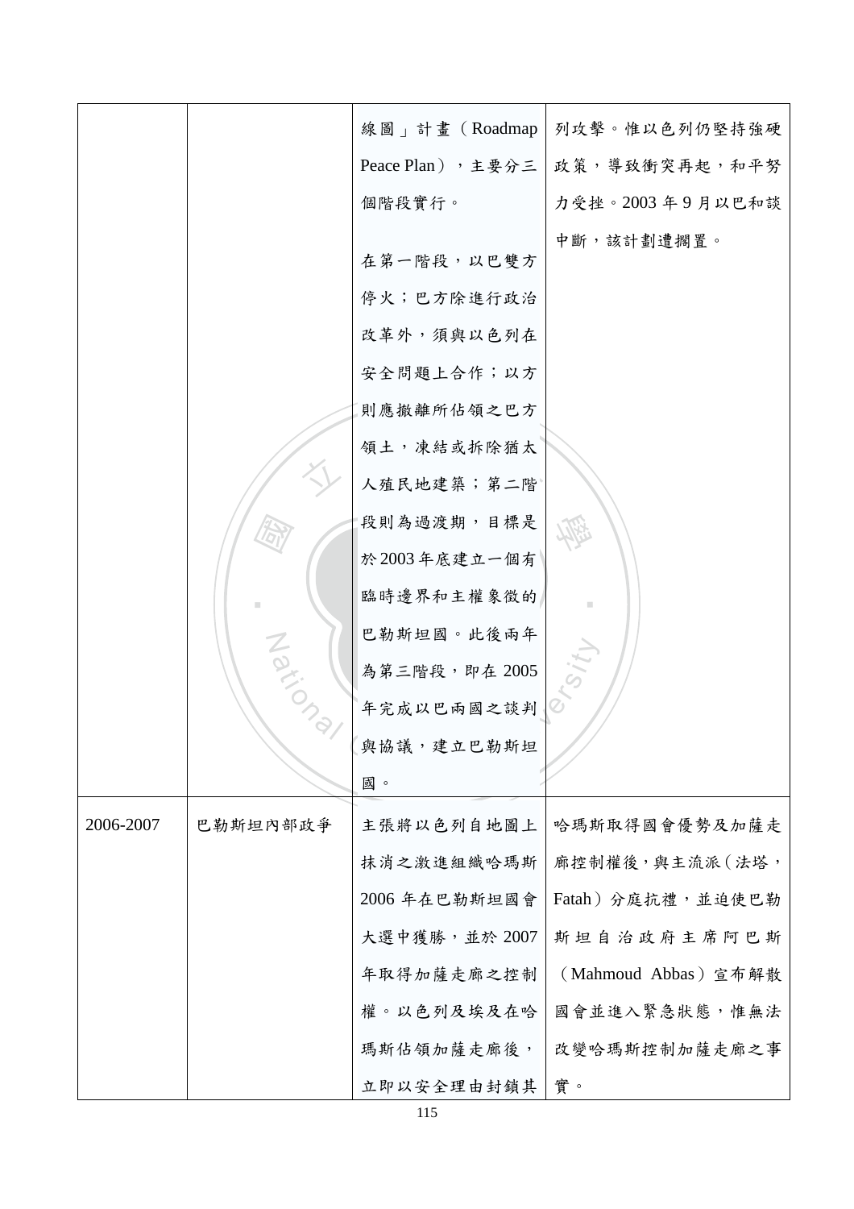|  |  |  |  |
|---|---|---|---|
|  |  | 線圖」計畫（Roadmap Peace Plan），主要分三個階段實行。<br>在第一階段，以巴雙方停火；巴方除進行政治改革外，須與以色列在安全問題上合作；以方則應撤離所佔領之巴方領土，凍結或拆除猶太人殖民地建築；第二階段則為過渡期，目標是於2003年底建立一個有臨時邊界和主權象徵的巴勒斯坦國。此後兩年為第三階段，即在2005年完成以巴兩國之談判與協議，建立巴勒斯坦國。 | 列攻擊。惟以色列仍堅持強硬政策，導致衝突再起，和平努力受挫。2003年9月以巴和談中斷，該計劃遭擱置。 |
| 2006-2007 | 巴勒斯坦內部政爭 | 主張將以色列自地圖上抹消之激進組織哈瑪斯2006年在巴勒斯坦國會大選中獲勝，並於2007年取得加薩走廊之控制權。以色列及埃及在哈瑪斯佔領加薩走廊後，立即以安全理由封鎖其 | 哈瑪斯取得國會優勢及加薩走廊控制權後，與主流派（法塔，Fatah）分庭抗禮，並迫使巴勒斯坦自治政府主席阿巴斯（Mahmoud Abbas）宣布解散國會並進入緊急狀態，惟無法改變哈瑪斯控制加薩走廊之事實。 |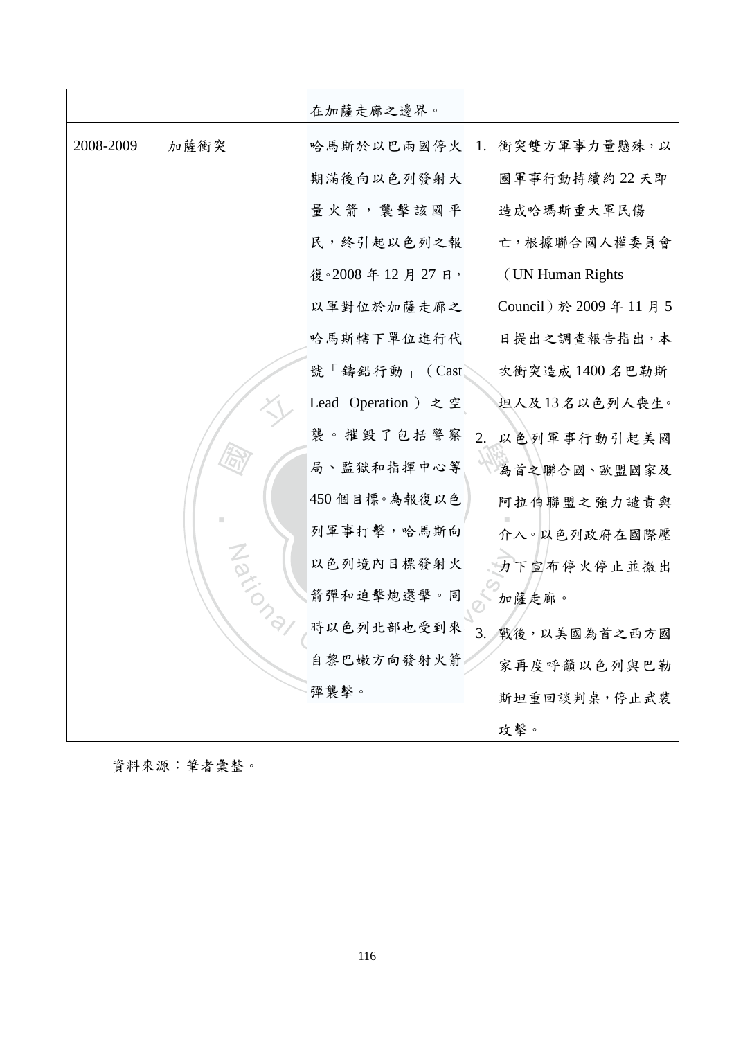| | | 在加薩走廊之邊界。 | |
|---|---|---|---|
| 2008-2009 | 加薩衝突 | 哈馬斯於以巴兩國停火期滿後向以色列發射大量火箭，襲擊該國平民，終引起以色列之報復。2008 年 12 月 27 日，以軍對位於加薩走廊之哈馬斯轄下單位進行代號「鑄鉛行動」（Cast Lead Operation）之空襲。摧毀了包括警察局、監獄和指揮中心等 450 個目標。為報復以色列軍事打擊，哈馬斯向以色列境內目標發射火箭彈和迫擊炮還擊。同時以色列北部也受到來自黎巴嫩方向發射火箭彈襲擊。 | 1. 衝突雙方軍事力量懸殊，以國軍事行動持續約 22 天即造成哈瑪斯重大軍民傷亡，根據聯合國人權委員會（UN Human Rights Council）於 2009 年 11 月 5 日提出之調查報告指出，本次衝突造成 1400 名巴勒斯坦人及 13 名以色列人喪生。<br>2. 以色列軍事行動引起美國為首之聯合國、歐盟國家及阿拉伯聯盟之強力譴責與介入。以色列政府在國際壓力下宣布停火停止並撤出加薩走廊。<br>3. 戰後，以美國為首之西方國家再度呼籲以色列與巴勒斯坦重回談判桌，停止武裝攻擊。 |

資料來源：筆者彙整。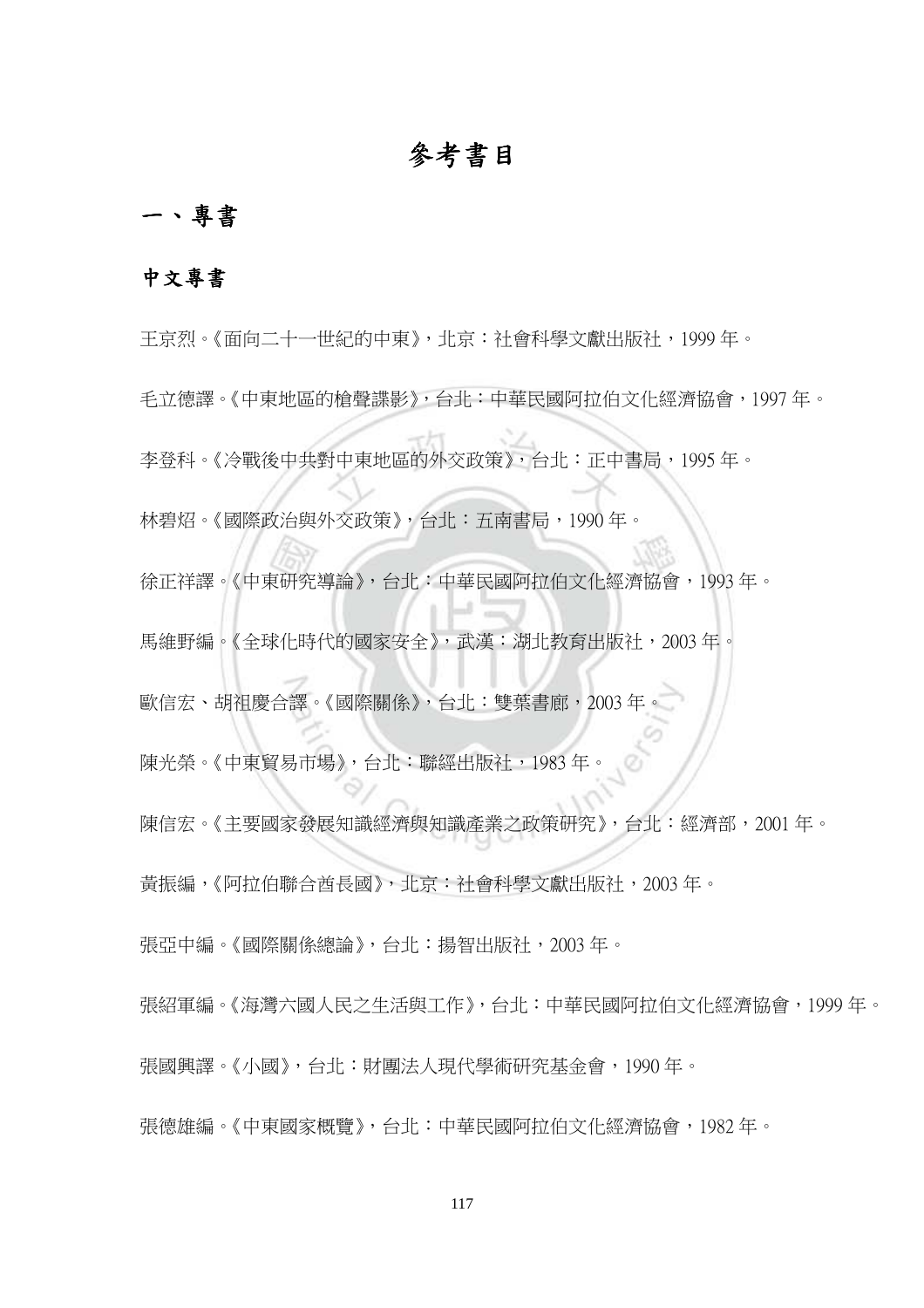# 參考書目

## 一、專書

### 中文專書

王京烈。《面向二十一世紀的中東》，北京：社會科學文獻出版社，1999 年。

毛立德譯。《中東地區的槍聲諜影》，台北：中華民國阿拉伯文化經濟協會，1997 年。

李登科。《冷戰後中共對中東地區的外交政策》，台北：正中書局，1995 年。

林碧炤。《國際政治與外交政策》，台北：五南書局，1990 年。

徐正祥譯。《中東研究導論》，台北：中華民國阿拉伯文化經濟協會，1993 年。

馬維野編。《全球化時代的國家安全》，武漢：湖北教育出版社，2003 年。

歐信宏、胡祖慶合譯。《國際關係》，台北：雙葉書廊，2003 年。

陳光榮。《中東貿易市場》，台北：聯經出版社，1983 年。

陳信宏。《主要國家發展知識經濟與知識產業之政策研究》，台北：經濟部，2001 年。

黃振編，《阿拉伯聯合酋長國》，北京：社會科學文獻出版社，2003 年。

張亞中編。《國際關係總論》，台北：揚智出版社，2003 年。

張紹軍編。《海灣六國人民之生活與工作》，台北：中華民國阿拉伯文化經濟協會，1999 年。

張國興譯。《小國》，台北：財團法人現代學術研究基金會，1990 年。

張德雄編。《中東國家概覽》，台北：中華民國阿拉伯文化經濟協會，1982 年。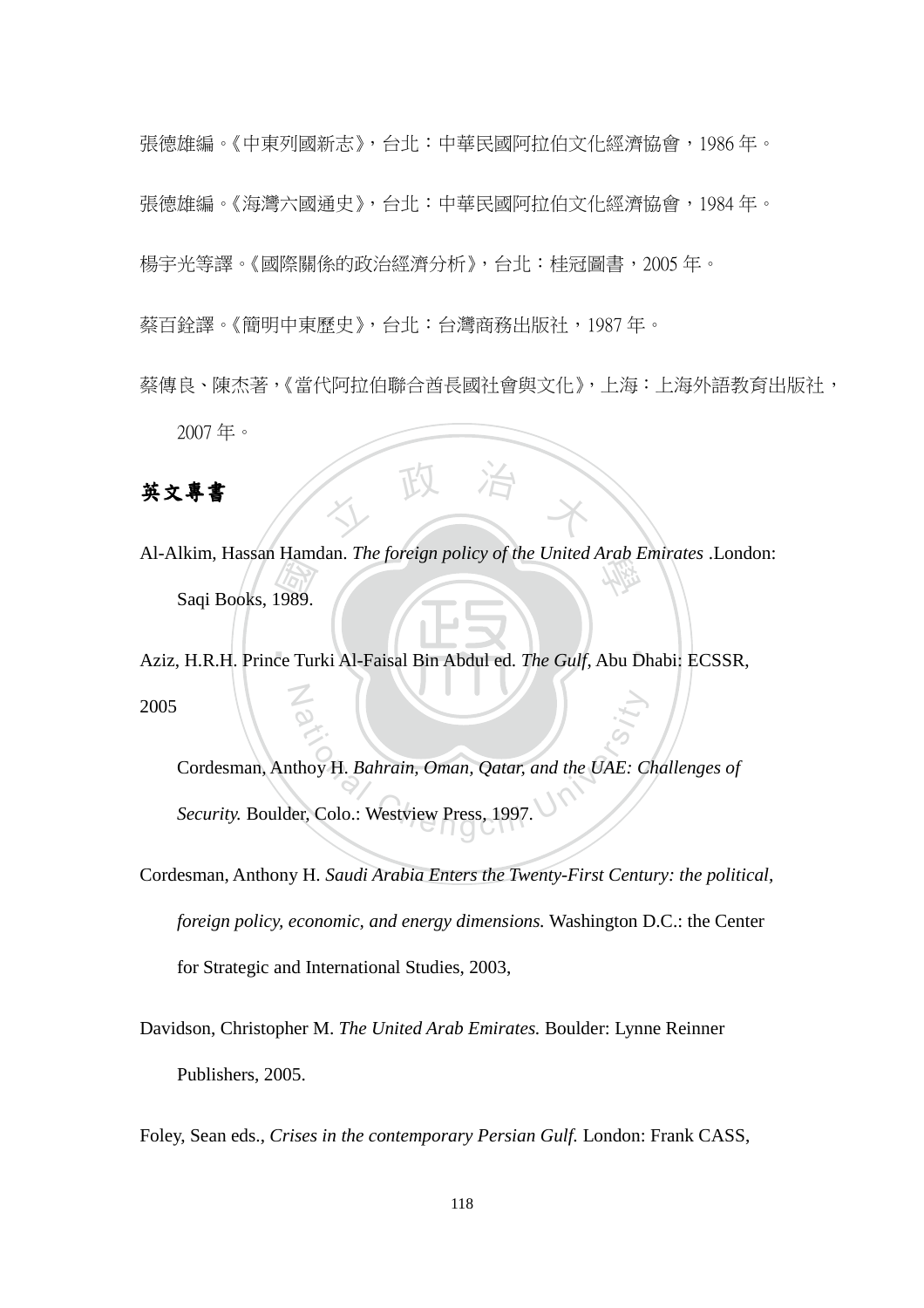張德雄編。《中東列國新志》，台北：中華民國阿拉伯文化經濟協會，1986 年。

張德雄編。《海灣六國通史》，台北：中華民國阿拉伯文化經濟協會，1984 年。

楊宇光等譯。《國際關係的政治經濟分析》，台北：桂冠圖書，2005 年。

蔡百銓譯。《簡明中東歷史》，台北：台灣商務出版社，1987 年。

蔡傳良、陳杰著，《當代阿拉伯聯合酋長國社會與文化》，上海：上海外語教育出版社，2007 年。

## 英文專書

Al-Alkim, Hassan Hamdan. *The foreign policy of the United Arab Emirates* .London: Saqi Books, 1989.

Aziz, H.R.H. Prince Turki Al-Faisal Bin Abdul ed. *The Gulf*, Abu Dhabi: ECSSR, 2005

Cordesman, Anthoy H. *Bahrain, Oman, Qatar, and the UAE: Challenges of Security.* Boulder, Colo.: Westview Press, 1997.

Cordesman, Anthony H. *Saudi Arabia Enters the Twenty-First Century: the political, foreign policy, economic, and energy dimensions.* Washington D.C.: the Center for Strategic and International Studies, 2003,

Davidson, Christopher M. *The United Arab Emirates.* Boulder: Lynne Reinner Publishers, 2005.

Foley, Sean eds., *Crises in the contemporary Persian Gulf.* London: Frank CASS,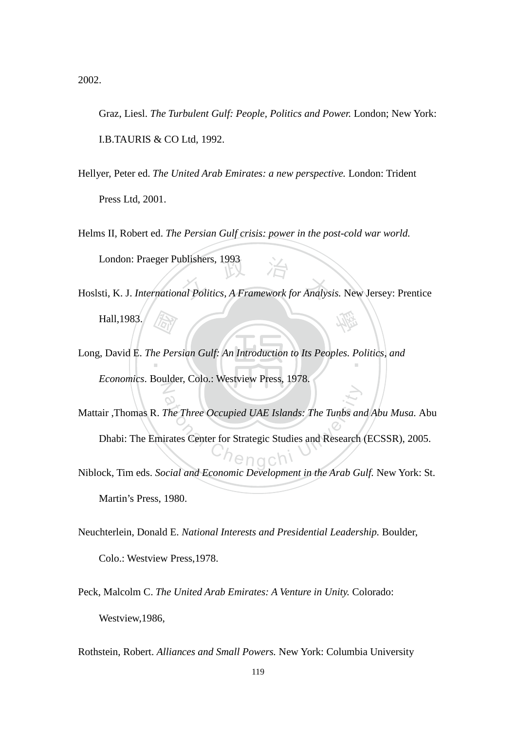2002.

Graz, Liesl. *The Turbulent Gulf: People, Politics and Power.* London; New York: I.B.TAURIS & CO Ltd, 1992.

Hellyer, Peter ed. *The United Arab Emirates: a new perspective.* London: Trident Press Ltd, 2001.

Helms II, Robert ed. *The Persian Gulf crisis: power in the post-cold war world.* London: Praeger Publishers, 1993

Hoslsti, K. J. *International Politics, A Framework for Analysis.* New Jersey: Prentice Hall,1983.

Long, David E. *The Persian Gulf: An Introduction to Its Peoples. Politics, and Economics*. Boulder, Colo.: Westview Press, 1978.

Mattair ,Thomas R. *The Three Occupied UAE Islands: The Tunbs and Abu Musa.* Abu Dhabi: The Emirates Center for Strategic Studies and Research (ECSSR), 2005.

Niblock, Tim eds. *Social and Economic Development in the Arab Gulf.* New York: St. Martin's Press, 1980.

Neuchterlein, Donald E. *National Interests and Presidential Leadership.* Boulder, Colo.: Westview Press,1978.

Peck, Malcolm C. *The United Arab Emirates: A Venture in Unity.* Colorado: Westview,1986,

Rothstein, Robert. *Alliances and Small Powers.* New York: Columbia University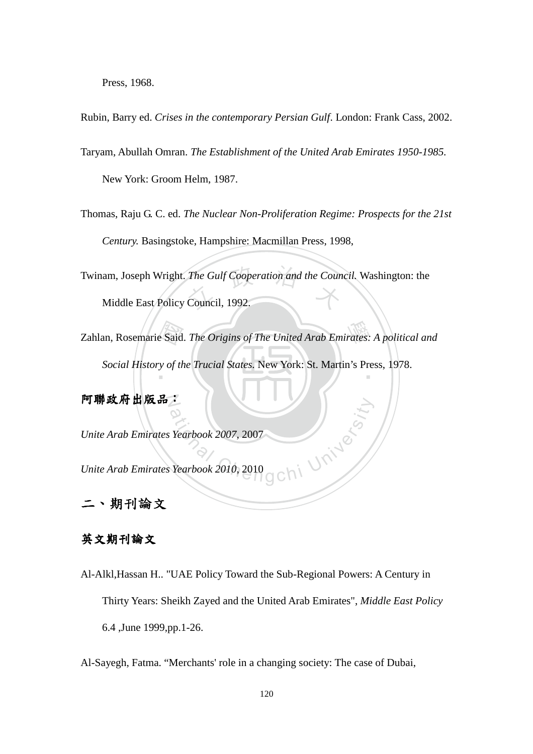Press, 1968.

Rubin, Barry ed. *Crises in the contemporary Persian Gulf*. London: Frank Cass, 2002.

Taryam, Abullah Omran. *The Establishment of the United Arab Emirates 1950-1985.* New York: Groom Helm, 1987.

Thomas, Raju G. C. ed. *The Nuclear Non-Proliferation Regime: Prospects for the 21st Century.* Basingstoke, Hampshire: Macmillan Press, 1998,

Twinam, Joseph Wright. *The Gulf Cooperation and the Council.* Washington: the Middle East Policy Council, 1992.

Zahlan, Rosemarie Said. *The Origins of The United Arab Emirates: A political and Social History of the Trucial States.* New York: St. Martin's Press, 1978.

**阿聯政府出版品：**

*Unite Arab Emirates Yearbook 2007*, 2007

*Unite Arab Emirates Yearbook 2010*, 2010

## 二、期刊論文

### 英文期刊論文

Al-Alkl,Hassan H.. "UAE Policy Toward the Sub-Regional Powers: A Century in Thirty Years: Sheikh Zayed and the United Arab Emirates", *Middle East Policy* 6.4 ,June 1999,pp.1-26.

Al-Sayegh, Fatma. "Merchants' role in a changing society: The case of Dubai,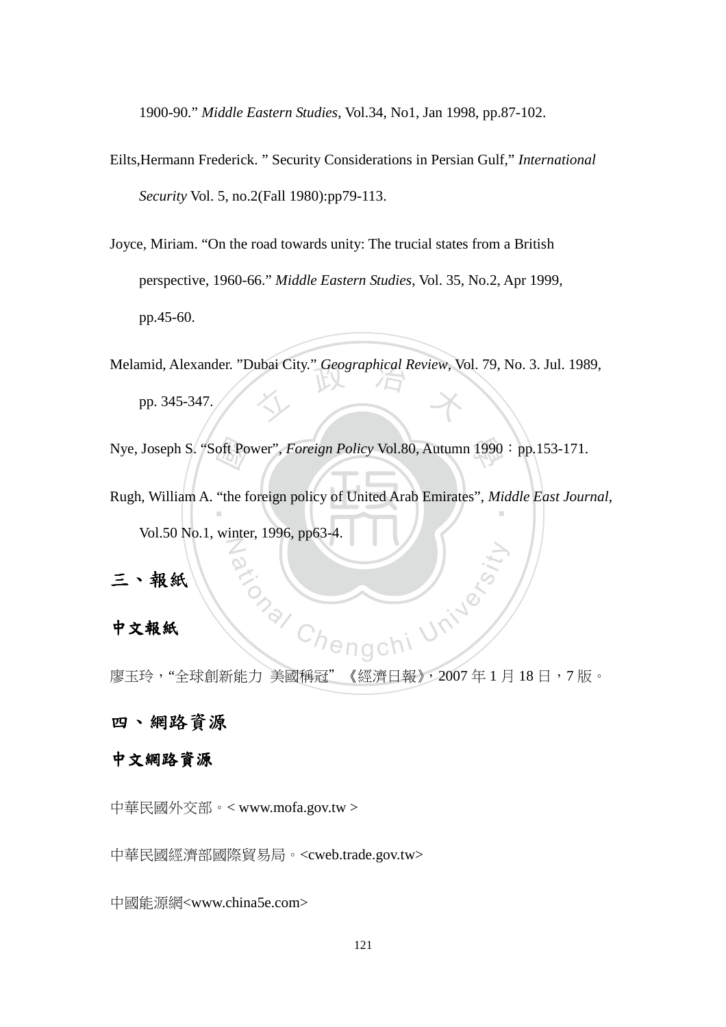1900-90." *Middle Eastern Studies*, Vol.34, No1, Jan 1998, pp.87-102.

Eilts,Hermann Frederick. " Security Considerations in Persian Gulf," *International Security* Vol. 5, no.2(Fall 1980):pp79-113.

Joyce, Miriam. "On the road towards unity: The trucial states from a British perspective, 1960-66." *Middle Eastern Studies*, Vol. 35, No.2, Apr 1999, pp.45-60.

Melamid, Alexander. "Dubai City." *Geographical Review*, Vol. 79, No. 3. Jul. 1989, pp. 345-347.

Nye, Joseph S. "Soft Power", *Foreign Policy* Vol.80, Autumn 1990：pp.153-171.

Rugh, William A. "the foreign policy of United Arab Emirates", *Middle East Journal*, Vol.50 No.1, winter, 1996, pp63-4.

## 三、報紙

### 中文報紙

廖玉玲，"全球創新能力 美國稱冠" 《經濟日報》，2007 年 1 月 18 日，7 版。

## 四、網路資源

### 中文網路資源

中華民國外交部。< www.mofa.gov.tw >

中華民國經濟部國際貿易局。<cweb.trade.gov.tw>

中國能源網<www.china5e.com>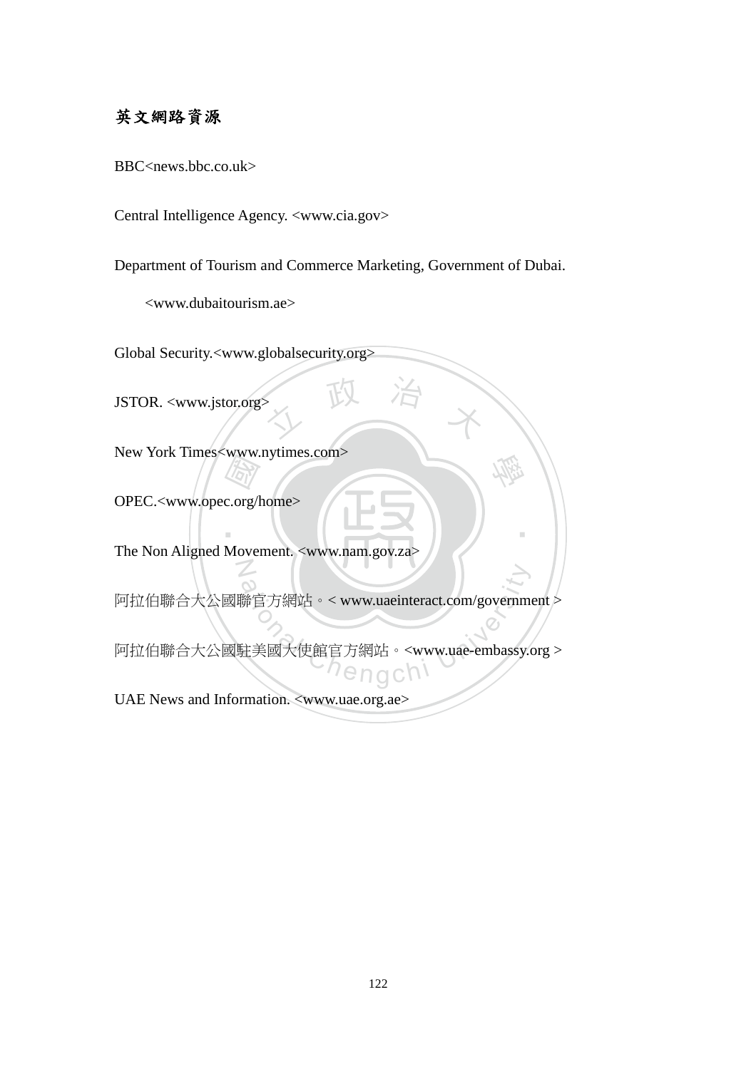## 英文網路資源

BBC<news.bbc.co.uk>

Central Intelligence Agency. <www.cia.gov>

Department of Tourism and Commerce Marketing, Government of Dubai. <www.dubaitourism.ae>

Global Security.<www.globalsecurity.org>

JSTOR. <www.jstor.org>

New York Times<www.nytimes.com>

OPEC.<www.opec.org/home>

The Non Aligned Movement. <www.nam.gov.za>

阿拉伯聯合大公國聯官方網站。< www.uaeinteract.com/government >

阿拉伯聯合大公國駐美國大使館官方網站。<www.uae-embassy.org >

UAE News and Information. <www.uae.org.ae>